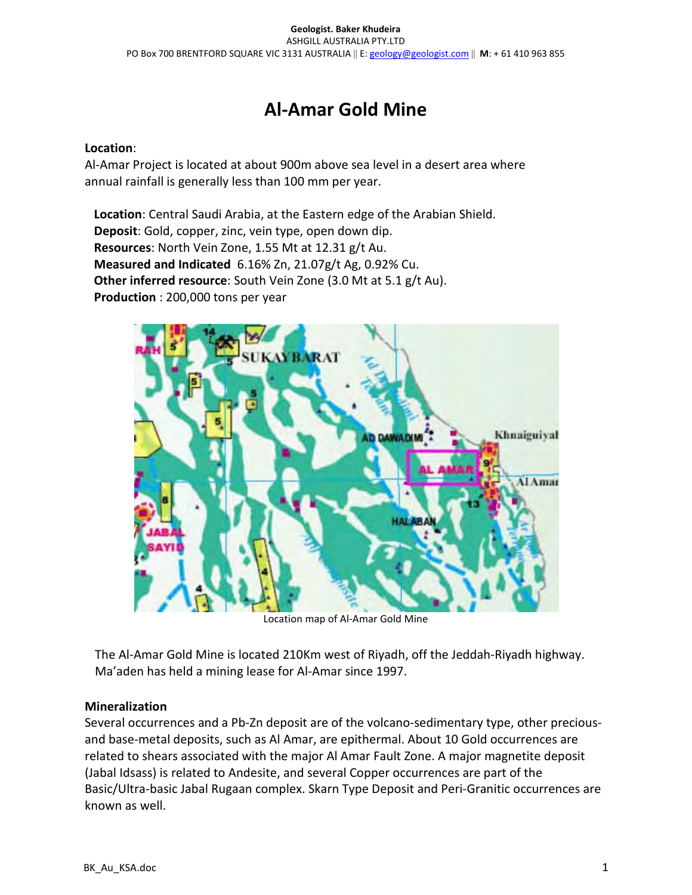Geologist. Baker Khudeira
ASHGILL AUSTRALIA PTY.LTD
PO Box 700 BRENTFORD SQUARE VIC 3131 AUSTRALIA || E: geology@geologist.com || **M**: + 61 410 963 855

# Al-Amar Gold Mine

**Location**:
Al-Amar Project is located at about 900m above sea level in a desert area where annual rainfall is generally less than 100 mm per year.

**Location**: Central Saudi Arabia, at the Eastern edge of the Arabian Shield.
**Deposit**: Gold, copper, zinc, vein type, open down dip.
**Resources**: North Vein Zone, 1.55 Mt at 12.31 g/t Au.
**Measured and Indicated** 6.16% Zn, 21.07g/t Ag, 0.92% Cu.
**Other inferred resource**: South Vein Zone (3.0 Mt at 5.1 g/t Au).
**Production** : 200,000 tons per year

Location map of Al-Amar Gold Mine

The Al-Amar Gold Mine is located 210Km west of Riyadh, off the Jeddah-Riyadh highway. Ma'aden has held a mining lease for Al-Amar since 1997.

**Mineralization**
Several occurrences and a Pb-Zn deposit are of the volcano-sedimentary type, other precious- and base-metal deposits, such as Al Amar, are epithermal. About 10 Gold occurrences are related to shears associated with the major Al Amar Fault Zone. A major magnetite deposit (Jabal Idsass) is related to Andesite, and several Copper occurrences are part of the Basic/Ultra-basic Jabal Rugaan complex. Skarn Type Deposit and Peri-Granitic occurrences are known as well.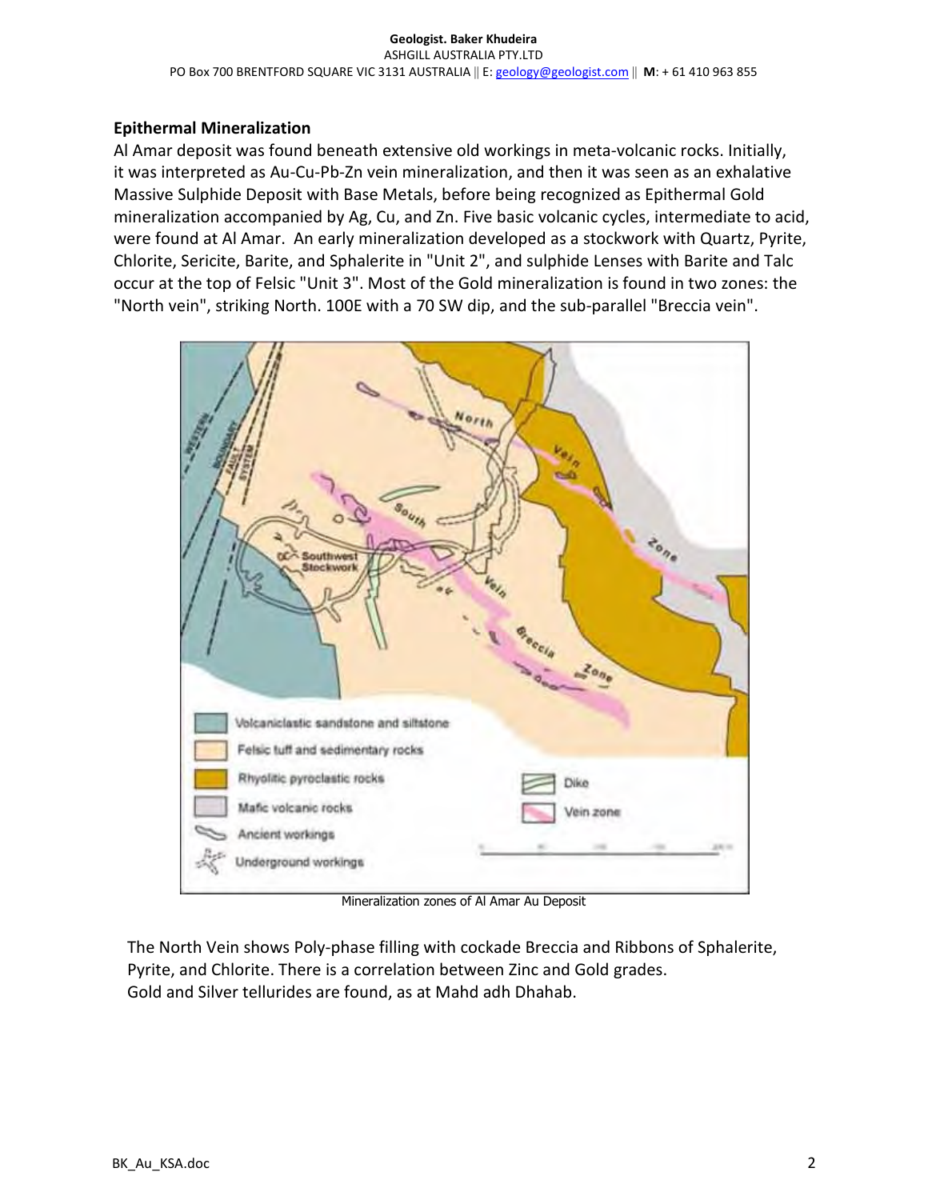## Epithermal Mineralization

Al Amar deposit was found beneath extensive old workings in meta-volcanic rocks. Initially, it was interpreted as Au-Cu-Pb-Zn vein mineralization, and then it was seen as an exhalative Massive Sulphide Deposit with Base Metals, before being recognized as Epithermal Gold mineralization accompanied by Ag, Cu, and Zn. Five basic volcanic cycles, intermediate to acid, were found at Al Amar. An early mineralization developed as a stockwork with Quartz, Pyrite, Chlorite, Sericite, Barite, and Sphalerite in "Unit 2", and sulphide Lenses with Barite and Talc occur at the top of Felsic "Unit 3". Most of the Gold mineralization is found in two zones: the "North vein", striking North. 100E with a 70 SW dip, and the sub-parallel "Breccia vein".

Mineralization zones of Al Amar Au Deposit

The North Vein shows Poly-phase filling with cockade Breccia and Ribbons of Sphalerite, Pyrite, and Chlorite. There is a correlation between Zinc and Gold grades.
Gold and Silver tellurides are found, as at Mahd adh Dhahab.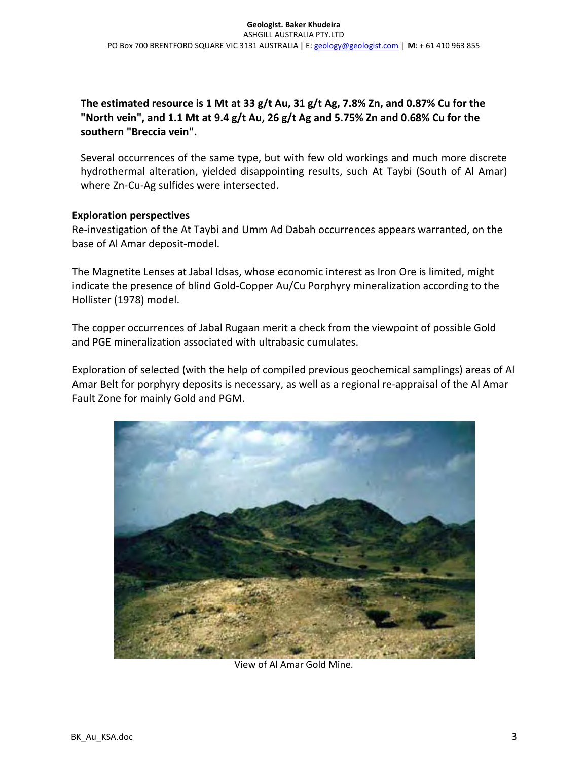**The estimated resource is 1 Mt at 33 g/t Au, 31 g/t Ag, 7.8% Zn, and 0.87% Cu for the "North vein", and 1.1 Mt at 9.4 g/t Au, 26 g/t Ag and 5.75% Zn and 0.68% Cu for the southern "Breccia vein".**

Several occurrences of the same type, but with few old workings and much more discrete hydrothermal alteration, yielded disappointing results, such At Taybi (South of Al Amar) where Zn-Cu-Ag sulfides were intersected.

**Exploration perspectives**

Re-investigation of the At Taybi and Umm Ad Dabah occurrences appears warranted, on the base of Al Amar deposit-model.

The Magnetite Lenses at Jabal Idsas, whose economic interest as Iron Ore is limited, might indicate the presence of blind Gold-Copper Au/Cu Porphyry mineralization according to the Hollister (1978) model.

The copper occurrences of Jabal Rugaan merit a check from the viewpoint of possible Gold and PGE mineralization associated with ultrabasic cumulates.

Exploration of selected (with the help of compiled previous geochemical samplings) areas of Al Amar Belt for porphyry deposits is necessary, as well as a regional re-appraisal of the Al Amar Fault Zone for mainly Gold and PGM.

View of Al Amar Gold Mine.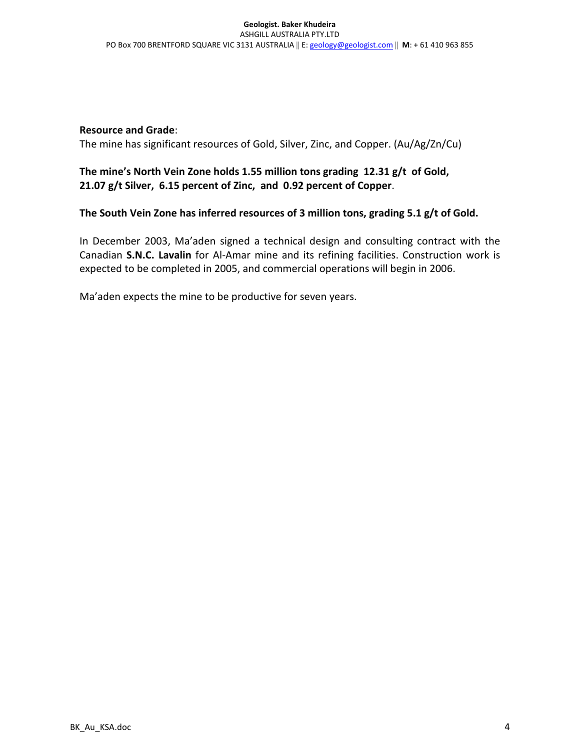**Resource and Grade**:
The mine has significant resources of Gold, Silver, Zinc, and Copper. (Au/Ag/Zn/Cu)

**The mine's North Vein Zone holds 1.55 million tons grading 12.31 g/t of Gold, 21.07 g/t Silver, 6.15 percent of Zinc, and 0.92 percent of Copper**.

**The South Vein Zone has inferred resources of 3 million tons, grading 5.1 g/t of Gold.**

In December 2003, Ma'aden signed a technical design and consulting contract with the Canadian **S.N.C. Lavalin** for Al-Amar mine and its refining facilities. Construction work is expected to be completed in 2005, and commercial operations will begin in 2006.

Ma'aden expects the mine to be productive for seven years.